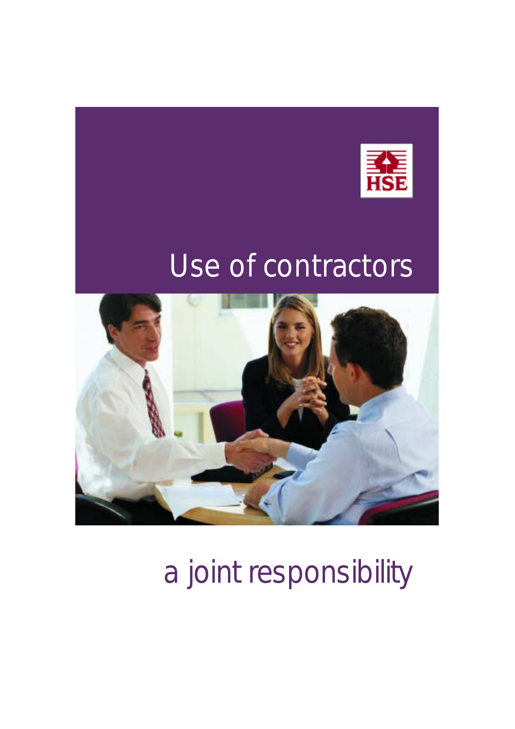HSE

# Use of contractors

## a joint responsibility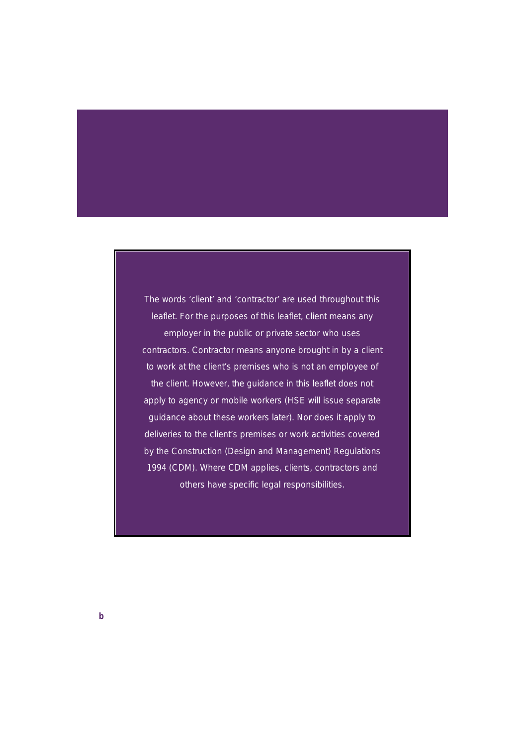The words 'client' and 'contractor' are used throughout this leaflet. For the purposes of this leaflet, client means any employer in the public or private sector who uses contractors. Contractor means anyone brought in by a client to work at the client's premises who is not an employee of the client. However, the guidance in this leaflet does not apply to agency or mobile workers (HSE will issue separate guidance about these workers later). Nor does it apply to deliveries to the client's premises or work activities covered by the Construction (Design and Management) Regulations 1994 (CDM). Where CDM applies, clients, contractors and others have specific legal responsibilities.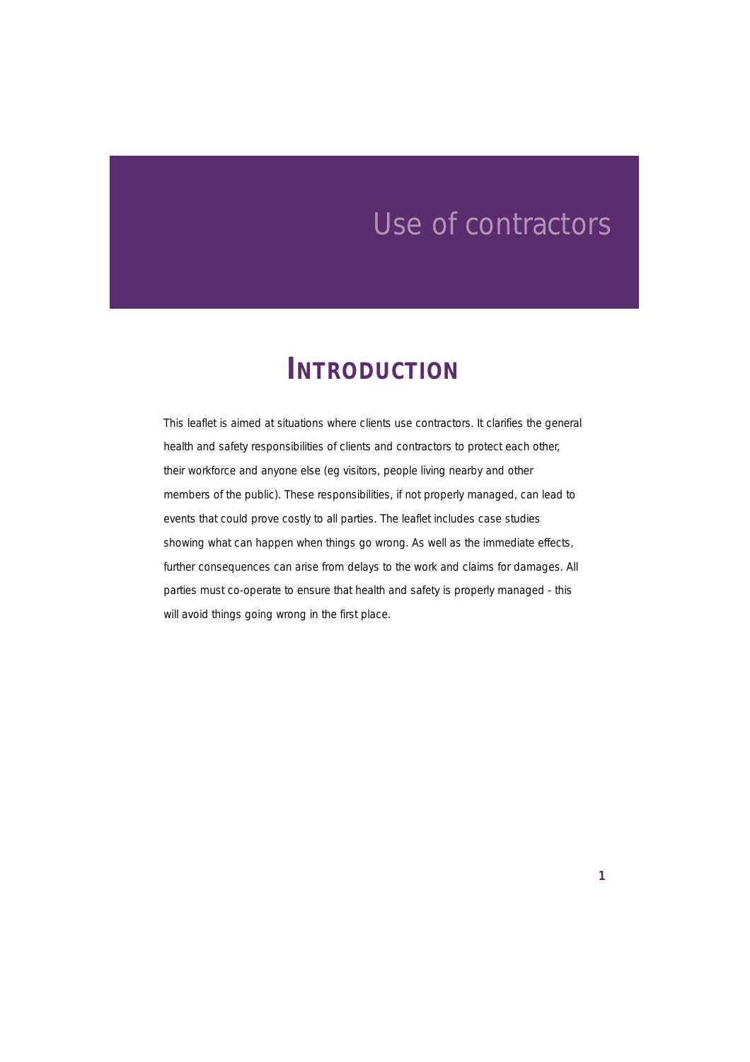# Use of contractors

## INTRODUCTION

This leaflet is aimed at situations where clients use contractors. It clarifies the general health and safety responsibilities of clients and contractors to protect each other, their workforce and anyone else (eg visitors, people living nearby and other members of the public). These responsibilities, if not properly managed, can lead to events that could prove costly to all parties. The leaflet includes case studies showing what can happen when things go wrong. As well as the immediate effects, further consequences can arise from delays to the work and claims for damages. All parties must co-operate to ensure that health and safety is properly managed - this will avoid things going wrong in the first place.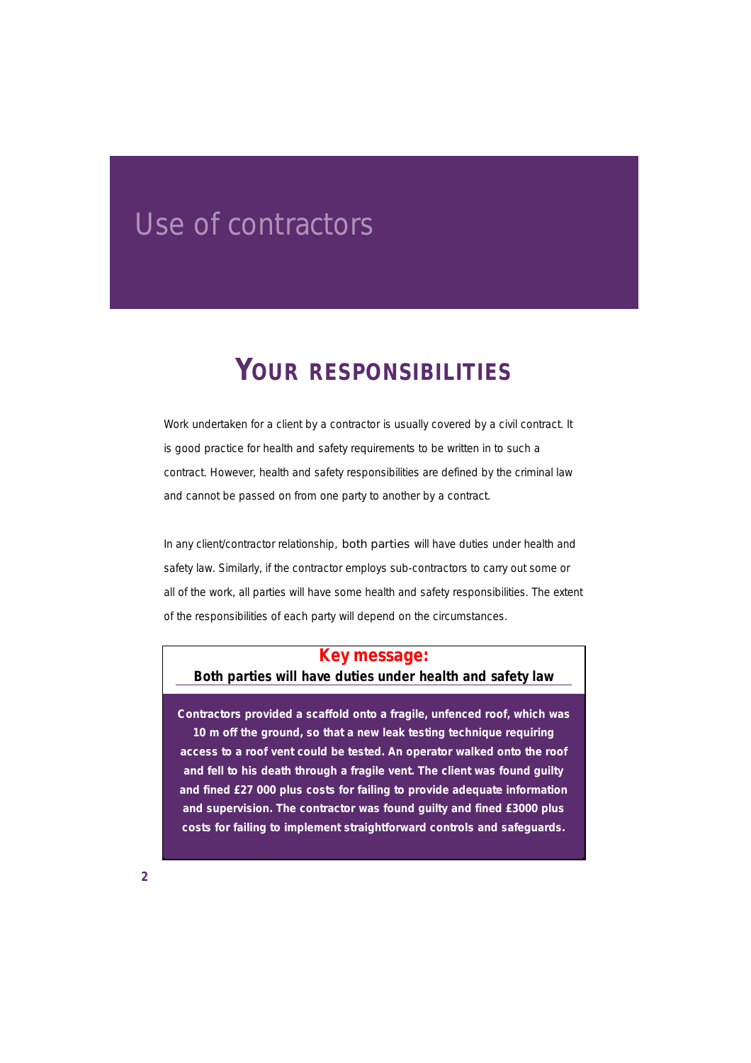# Use of contractors

## YOUR RESPONSIBILITIES

Work undertaken for a client by a contractor is usually covered by a civil contract. It is good practice for health and safety requirements to be written in to such a contract. However, health and safety responsibilities are defined by the criminal law and cannot be passed on from one party to another by a contract.

In any client/contractor relationship, both parties will have duties under health and safety law. Similarly, if the contractor employs sub-contractors to carry out some or all of the work, all parties will have some health and safety responsibilities. The extent of the responsibilities of each party will depend on the circumstances.

**Key message:**

**Both parties will have duties under health and safety law**

**Contractors provided a scaffold onto a fragile, unfenced roof, which was 10 m off the ground, so that a new leak testing technique requiring access to a roof vent could be tested. An operator walked onto the roof and fell to his death through a fragile vent. The client was found guilty and fined £27 000 plus costs for failing to provide adequate information and supervision. The contractor was found guilty and fined £3000 plus costs for failing to implement straightforward controls and safeguards.**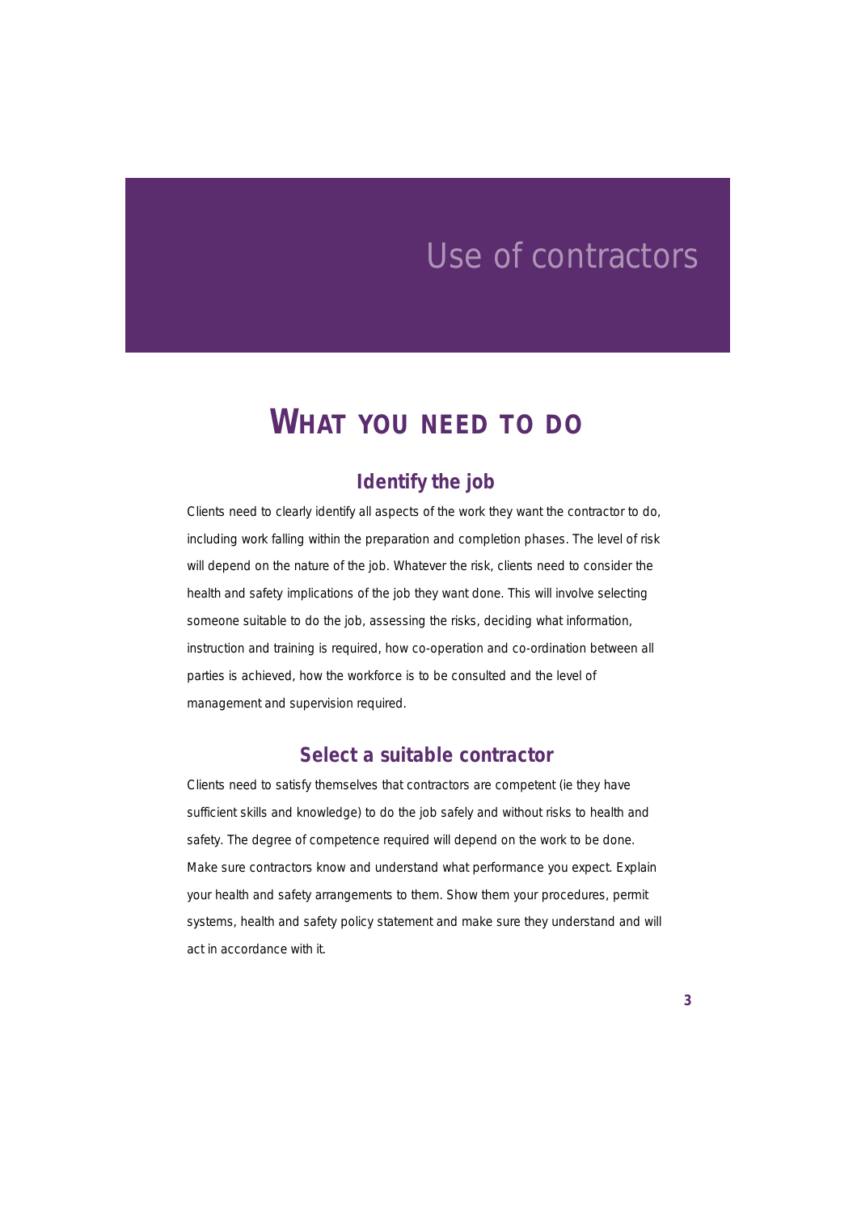# Use of contractors

## WHAT YOU NEED TO DO

### Identify the job

Clients need to clearly identify all aspects of the work they want the contractor to do, including work falling within the preparation and completion phases. The level of risk will depend on the nature of the job. Whatever the risk, clients need to consider the health and safety implications of the job they want done. This will involve selecting someone suitable to do the job, assessing the risks, deciding what information, instruction and training is required, how co-operation and co-ordination between all parties is achieved, how the workforce is to be consulted and the level of management and supervision required.

### Select a suitable contractor

Clients need to satisfy themselves that contractors are competent (ie they have sufficient skills and knowledge) to do the job safely and without risks to health and safety. The degree of competence required will depend on the work to be done. Make sure contractors know and understand what performance you expect. Explain your health and safety arrangements to them. Show them your procedures, permit systems, health and safety policy statement and make sure they understand and will act in accordance with it.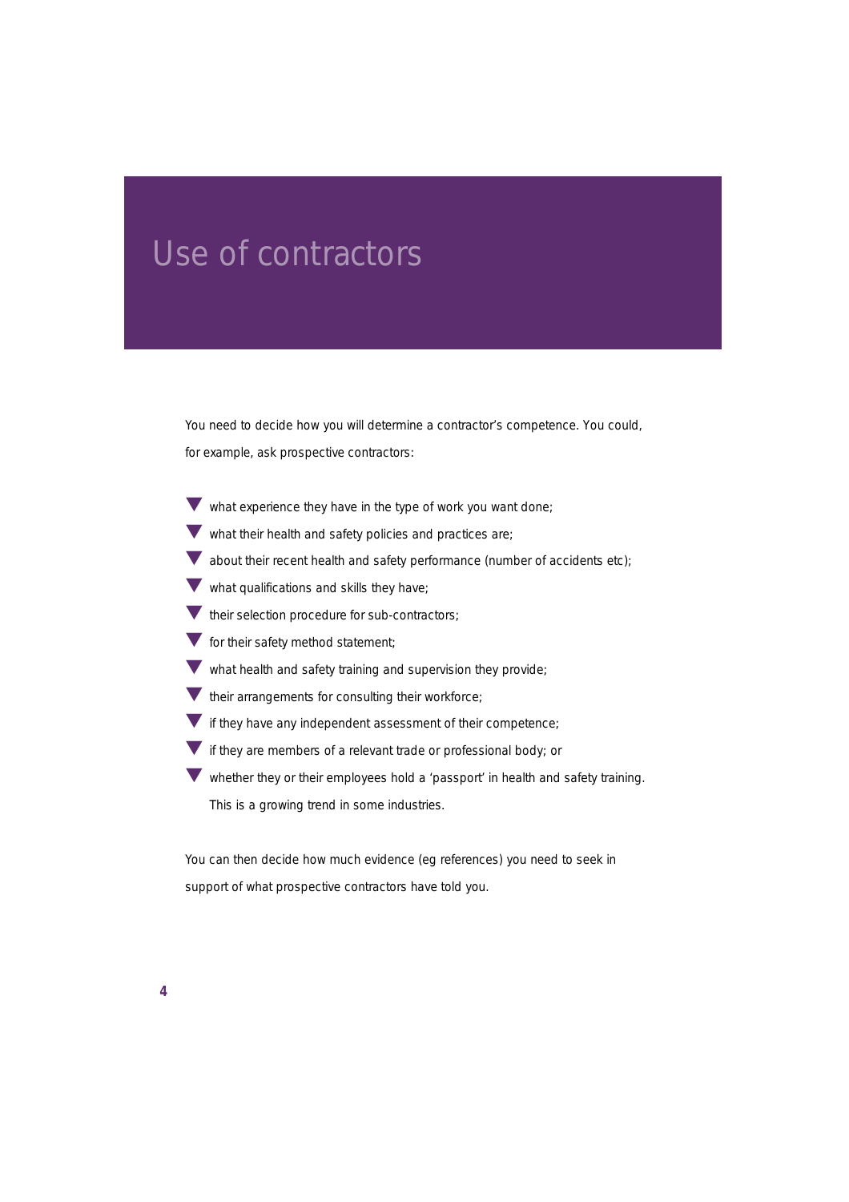# Use of contractors

You need to decide how you will determine a contractor's competence. You could, for example, ask prospective contractors:

- what experience they have in the type of work you want done;
- what their health and safety policies and practices are;
- about their recent health and safety performance (number of accidents etc);
- what qualifications and skills they have;
- their selection procedure for sub-contractors;
- for their safety method statement;
- what health and safety training and supervision they provide;
- their arrangements for consulting their workforce;
- if they have any independent assessment of their competence;
- if they are members of a relevant trade or professional body; or
- whether they or their employees hold a 'passport' in health and safety training. This is a growing trend in some industries.

You can then decide how much evidence (eg references) you need to seek in support of what prospective contractors have told you.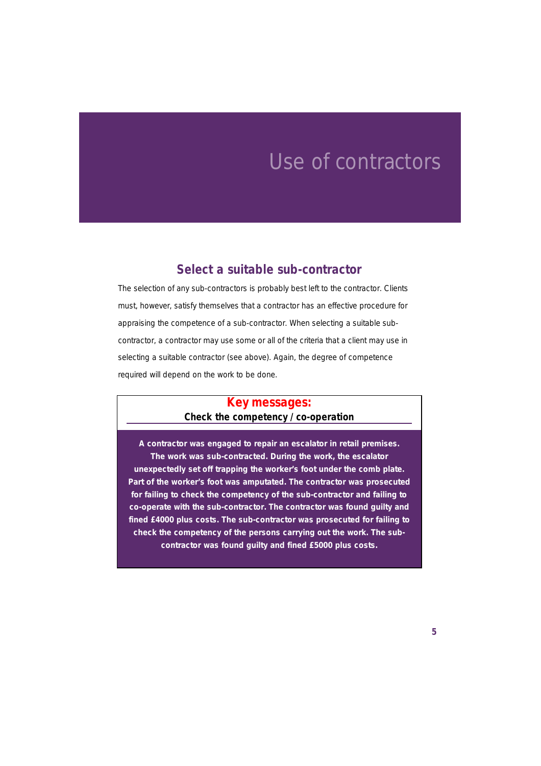# Use of contractors

## Select a suitable sub-contractor

The selection of any sub-contractors is probably best left to the contractor. Clients must, however, satisfy themselves that a contractor has an effective procedure for appraising the competence of a sub-contractor. When selecting a suitable sub-contractor, a contractor may use some or all of the criteria that a client may use in selecting a suitable contractor (see above). Again, the degree of competence required will depend on the work to be done.

### Key messages:

**Check the competency / co-operation**

**A contractor was engaged to repair an escalator in retail premises. The work was sub-contracted. During the work, the escalator unexpectedly set off trapping the worker's foot under the comb plate. Part of the worker's foot was amputated. The contractor was prosecuted for failing to check the competency of the sub-contractor and failing to co-operate with the sub-contractor. The contractor was found guilty and fined £4000 plus costs. The sub-contractor was prosecuted for failing to check the competency of the persons carrying out the work. The sub-contractor was found guilty and fined £5000 plus costs.**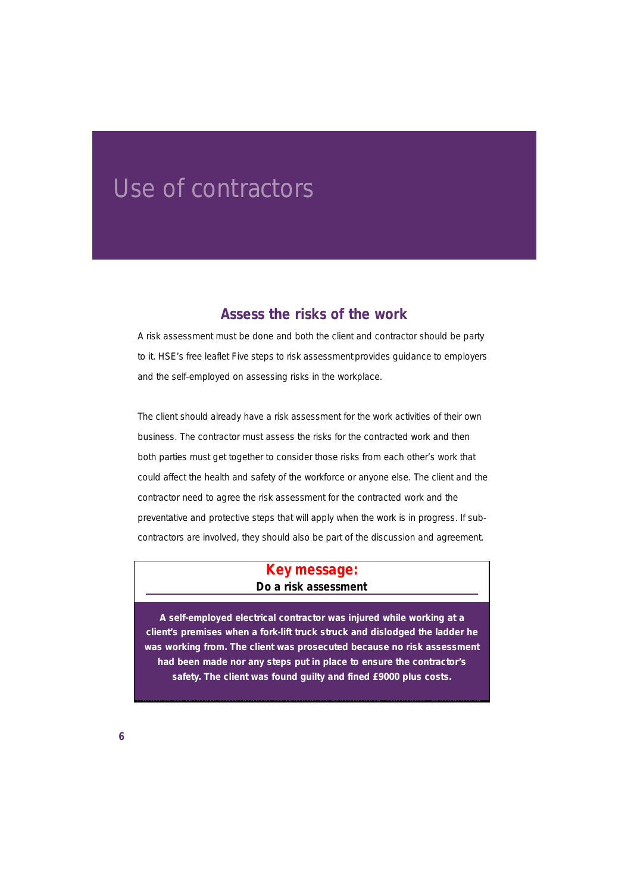# Use of contractors

## Assess the risks of the work

A risk assessment must be done and both the client and contractor should be party to it. HSE's free leaflet *Five steps to risk assessment* provides guidance to employers and the self-employed on assessing risks in the workplace.

The client should already have a risk assessment for the work activities of their own business. The contractor must assess the risks for the contracted work and then both parties must get together to consider those risks from each other's work that could affect the health and safety of the workforce or anyone else. The client and the contractor need to agree the risk assessment for the contracted work and the preventative and protective steps that will apply when the work is in progress. If sub-contractors are involved, they should also be part of the discussion and agreement.

**Key message:**

**Do a risk assessment**

**A self-employed electrical contractor was injured while working at a client's premises when a fork-lift truck struck and dislodged the ladder he was working from. The client was prosecuted because no risk assessment had been made nor any steps put in place to ensure the contractor's safety. The client was found guilty and fined £9000 plus costs.**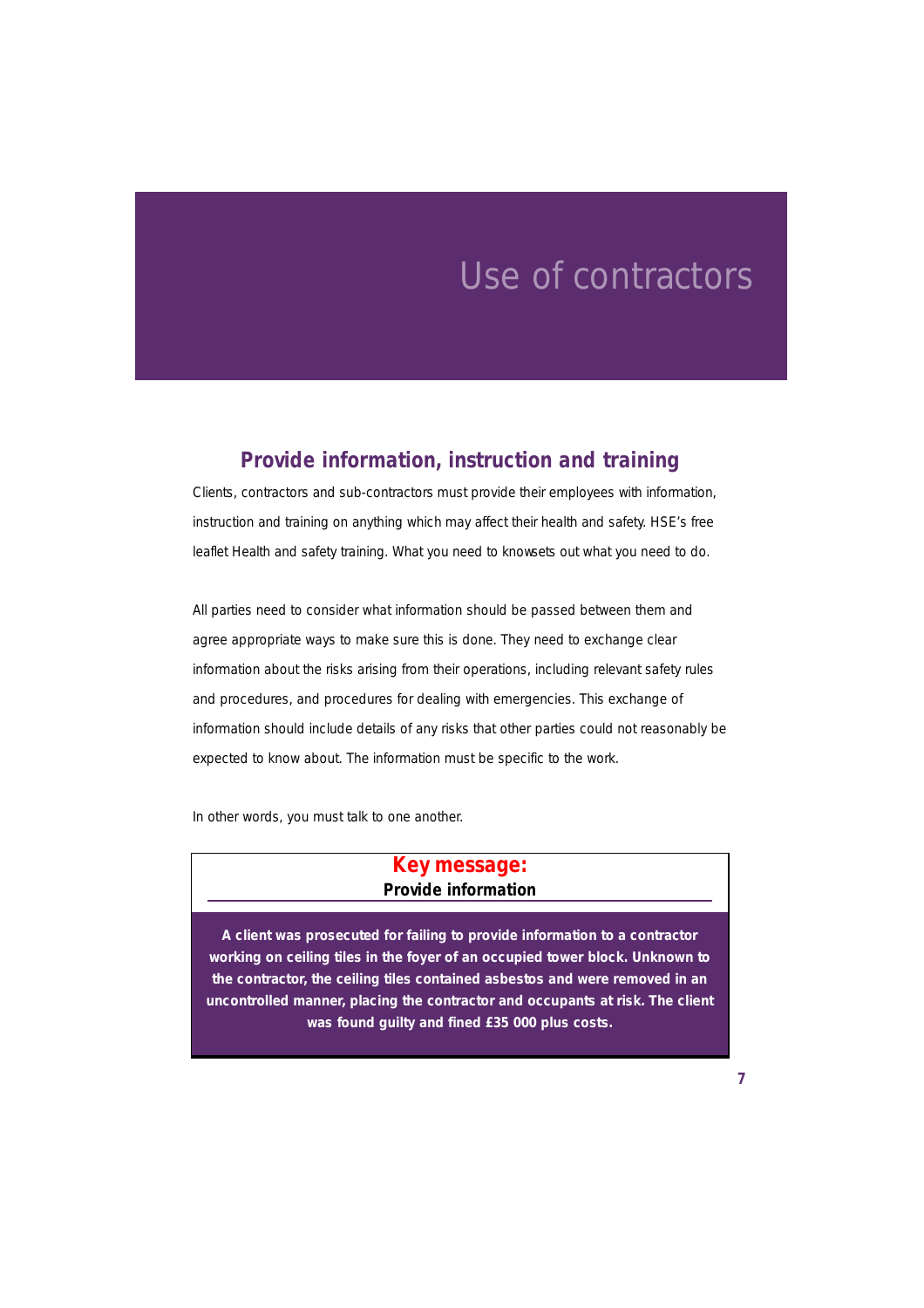# Use of contractors

## Provide information, instruction and training

Clients, contractors and sub-contractors must provide their employees with information, instruction and training on anything which may affect their health and safety. HSE's free leaflet *Health and safety training. What you need to know* sets out what you need to do.

All parties need to consider what information should be passed between them and agree appropriate ways to make sure this is done. They need to exchange clear information about the risks arising from their operations, including relevant safety rules and procedures, and procedures for dealing with emergencies. This exchange of information should include details of any risks that other parties could not reasonably be expected to know about. The information must be specific to the work.

In other words, you must talk to one another.

**Key message:**
**Provide information**

**A client was prosecuted for failing to provide information to a contractor working on ceiling tiles in the foyer of an occupied tower block. Unknown to the contractor, the ceiling tiles contained asbestos and were removed in an uncontrolled manner, placing the contractor and occupants at risk. The client was found guilty and fined £35 000 plus costs.**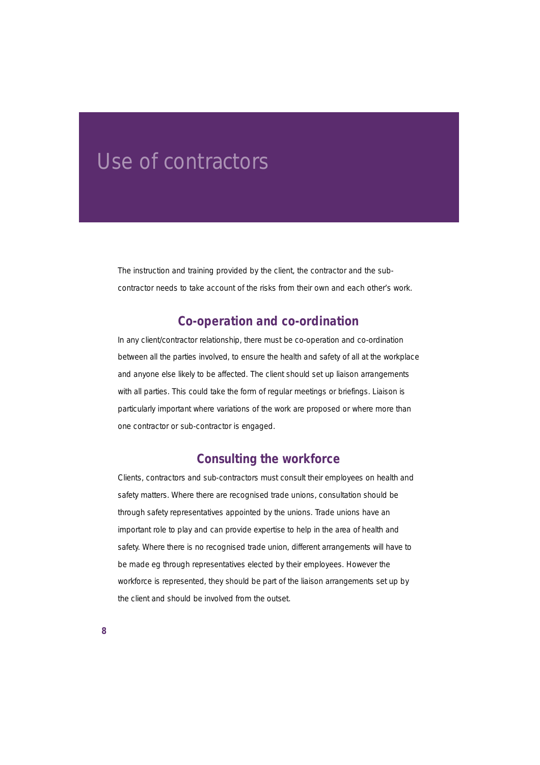# Use of contractors

The instruction and training provided by the client, the contractor and the sub-contractor needs to take account of the risks from their own and each other's work.

## Co-operation and co-ordination

In any client/contractor relationship, there must be co-operation and co-ordination between all the parties involved, to ensure the health and safety of all at the workplace and anyone else likely to be affected. The client should set up liaison arrangements with all parties. This could take the form of regular meetings or briefings. Liaison is particularly important where variations of the work are proposed or where more than one contractor or sub-contractor is engaged.

## Consulting the workforce

Clients, contractors and sub-contractors must consult their employees on health and safety matters. Where there are recognised trade unions, consultation should be through safety representatives appointed by the unions. Trade unions have an important role to play and can provide expertise to help in the area of health and safety. Where there is no recognised trade union, different arrangements will have to be made eg through representatives elected by their employees. However the workforce is represented, they should be part of the liaison arrangements set up by the client and should be involved from the outset.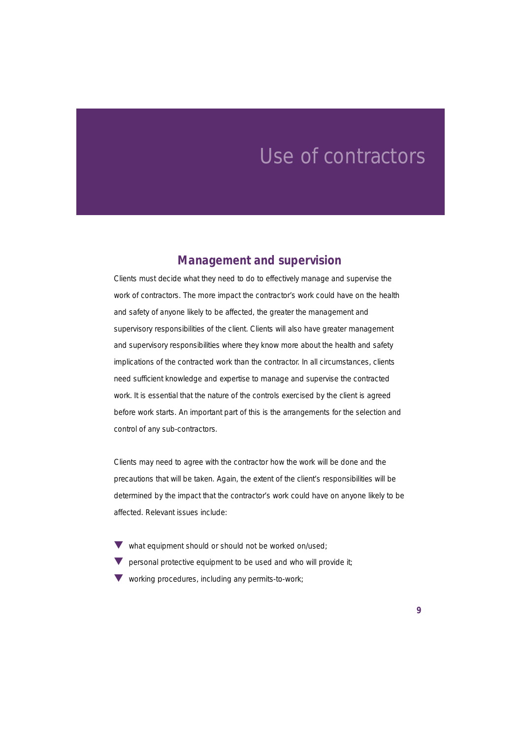# Use of contractors

## Management and supervision

Clients must decide what they need to do to effectively manage and supervise the work of contractors. The more impact the contractor's work could have on the health and safety of anyone likely to be affected, the greater the management and supervisory responsibilities of the client. Clients will also have greater management and supervisory responsibilities where they know more about the health and safety implications of the contracted work than the contractor. In all circumstances, clients need sufficient knowledge and expertise to manage and supervise the contracted work. It is essential that the nature of the controls exercised by the client is agreed before work starts. An important part of this is the arrangements for the selection and control of any sub-contractors.

Clients may need to agree with the contractor how the work will be done and the precautions that will be taken. Again, the extent of the client's responsibilities will be determined by the impact that the contractor's work could have on anyone likely to be affected. Relevant issues include:

- what equipment should or should not be worked on/used;
- personal protective equipment to be used and who will provide it;
- working procedures, including any permits-to-work;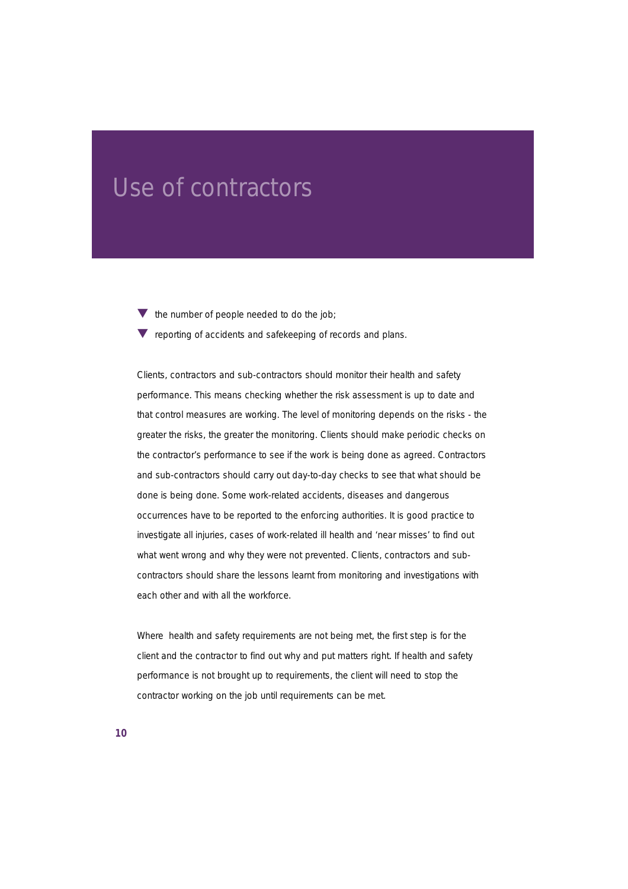# Use of contractors

- the number of people needed to do the job;
- reporting of accidents and safekeeping of records and plans.

Clients, contractors and sub-contractors should monitor their health and safety performance. This means checking whether the risk assessment is up to date and that control measures are working. The level of monitoring depends on the risks - the greater the risks, the greater the monitoring. Clients should make periodic checks on the contractor's performance to see if the work is being done as agreed. Contractors and sub-contractors should carry out day-to-day checks to see that what should be done is being done. Some work-related accidents, diseases and dangerous occurrences have to be reported to the enforcing authorities. It is good practice to investigate all injuries, cases of work-related ill health and 'near misses' to find out what went wrong and why they were not prevented. Clients, contractors and sub-contractors should share the lessons learnt from monitoring and investigations with each other and with all the workforce.

Where health and safety requirements are not being met, the first step is for the client and the contractor to find out why and put matters right. If health and safety performance is not brought up to requirements, the client will need to stop the contractor working on the job until requirements can be met.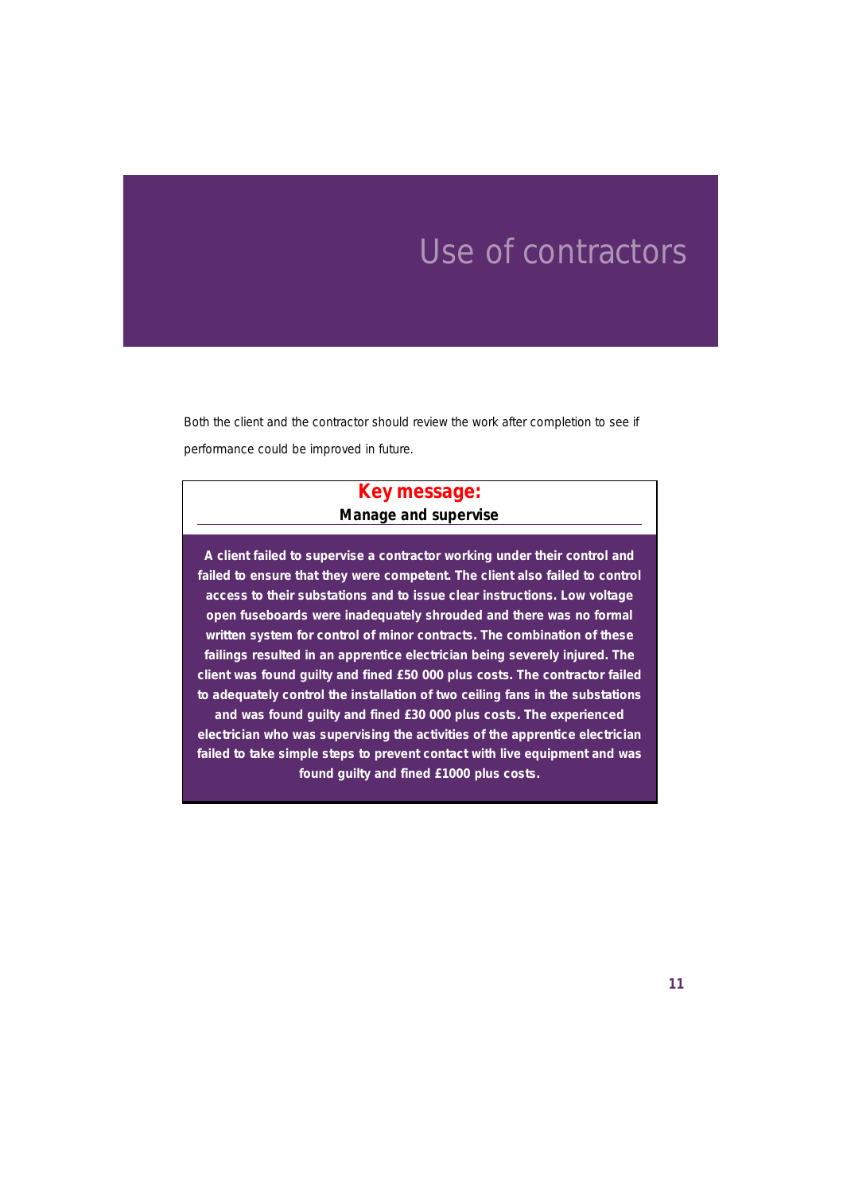# Use of contractors

Both the client and the contractor should review the work after completion to see if performance could be improved in future.

**Key message:**

**Manage and supervise**

**A client failed to supervise a contractor working under their control and failed to ensure that they were competent. The client also failed to control access to their substations and to issue clear instructions. Low voltage open fuseboards were inadequately shrouded and there was no formal written system for control of minor contracts. The combination of these failings resulted in an apprentice electrician being severely injured. The client was found guilty and fined £50 000 plus costs. The contractor failed to adequately control the installation of two ceiling fans in the substations and was found guilty and fined £30 000 plus costs. The experienced electrician who was supervising the activities of the apprentice electrician failed to take simple steps to prevent contact with live equipment and was found guilty and fined £1000 plus costs.**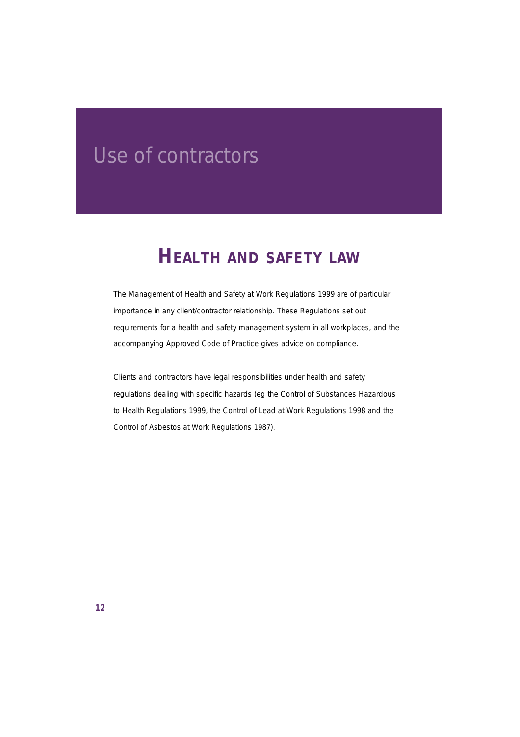# Use of contractors

## HEALTH AND SAFETY LAW

The Management of Health and Safety at Work Regulations 1999 are of particular importance in any client/contractor relationship. These Regulations set out requirements for a health and safety management system in all workplaces, and the accompanying Approved Code of Practice gives advice on compliance.

Clients and contractors have legal responsibilities under health and safety regulations dealing with specific hazards (eg the Control of Substances Hazardous to Health Regulations 1999, the Control of Lead at Work Regulations 1998 and the Control of Asbestos at Work Regulations 1987).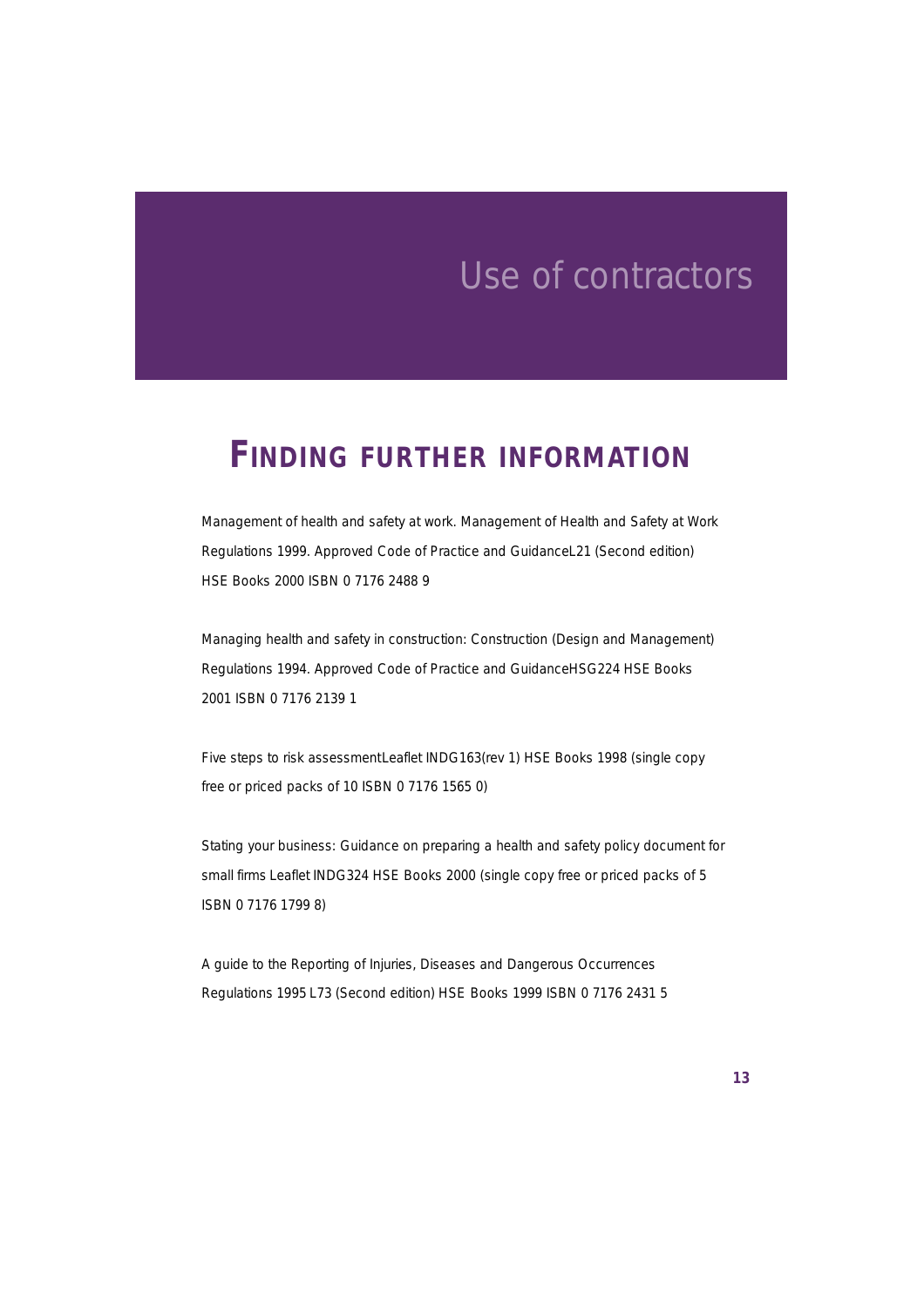# Use of contractors

## FINDING FURTHER INFORMATION

Management of health and safety at work. Management of Health and Safety at Work Regulations 1999. Approved Code of Practice and GuidanceL21 (Second edition) HSE Books 2000 ISBN 0 7176 2488 9

Managing health and safety in construction: Construction (Design and Management) Regulations 1994. Approved Code of Practice and GuidanceHSG224 HSE Books 2001 ISBN 0 7176 2139 1

Five steps to risk assessmentLeaflet INDG163(rev 1) HSE Books 1998 (single copy free or priced packs of 10 ISBN 0 7176 1565 0)

Stating your business: Guidance on preparing a health and safety policy document for small firms Leaflet INDG324 HSE Books 2000 (single copy free or priced packs of 5 ISBN 0 7176 1799 8)

A guide to the Reporting of Injuries, Diseases and Dangerous Occurrences Regulations 1995 L73 (Second edition) HSE Books 1999 ISBN 0 7176 2431 5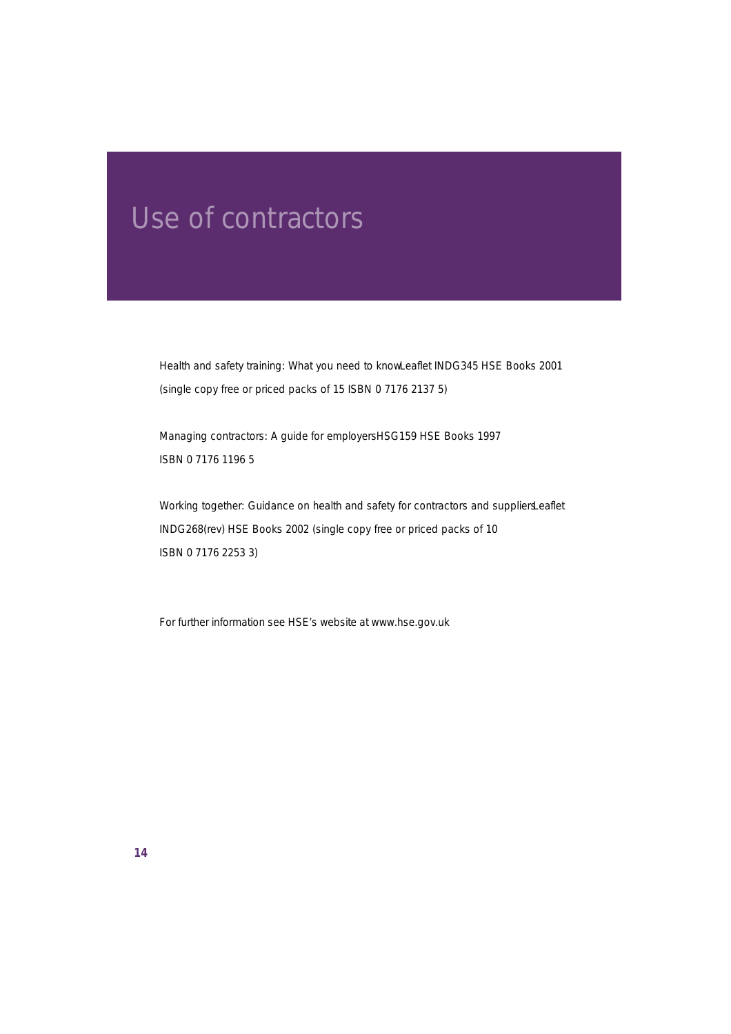# Use of contractors

Health and safety training: What you need to know Leaflet INDG345 HSE Books 2001 (single copy free or priced packs of 15 ISBN 0 7176 2137 5)

Managing contractors: A guide for employers HSG159 HSE Books 1997 ISBN 0 7176 1196 5

Working together: Guidance on health and safety for contractors and suppliers Leaflet INDG268(rev) HSE Books 2002 (single copy free or priced packs of 10 ISBN 0 7176 2253 3)

For further information see HSE's website at www.hse.gov.uk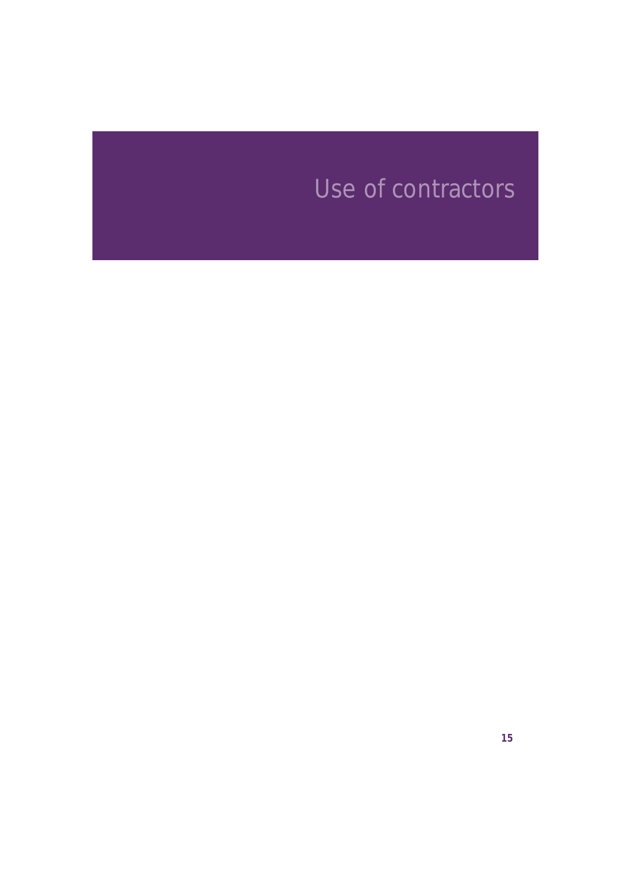# Use of contractors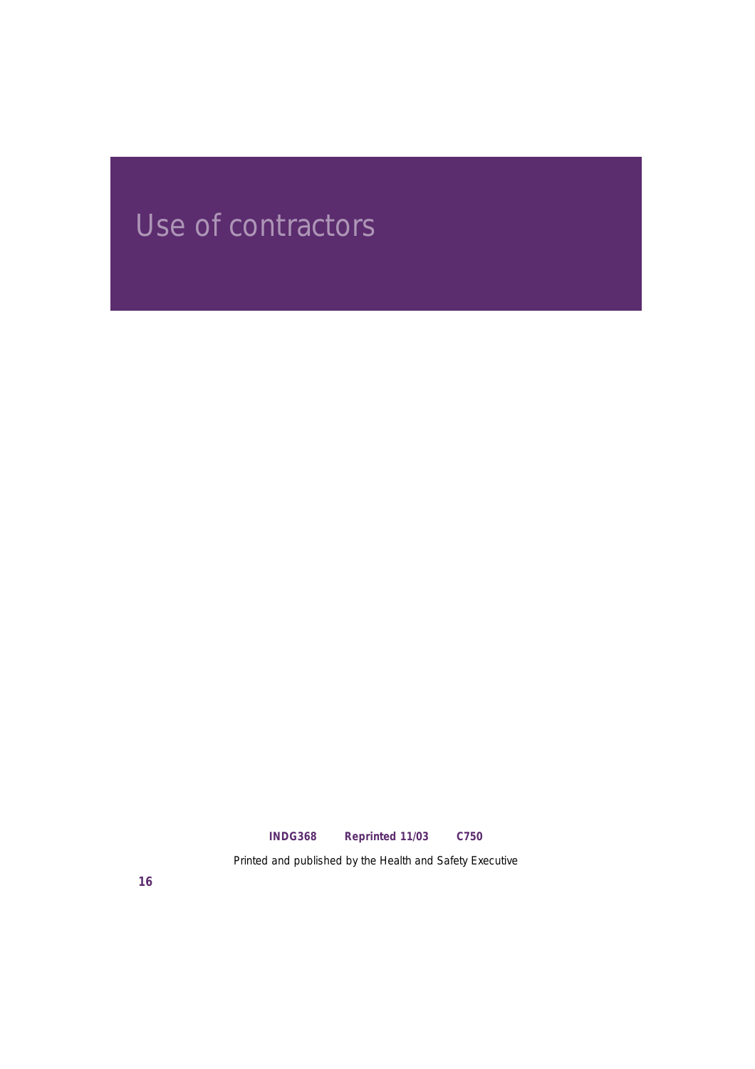# Use of contractors

**INDG368 Reprinted 11/03 C750**

Printed and published by the Health and Safety Executive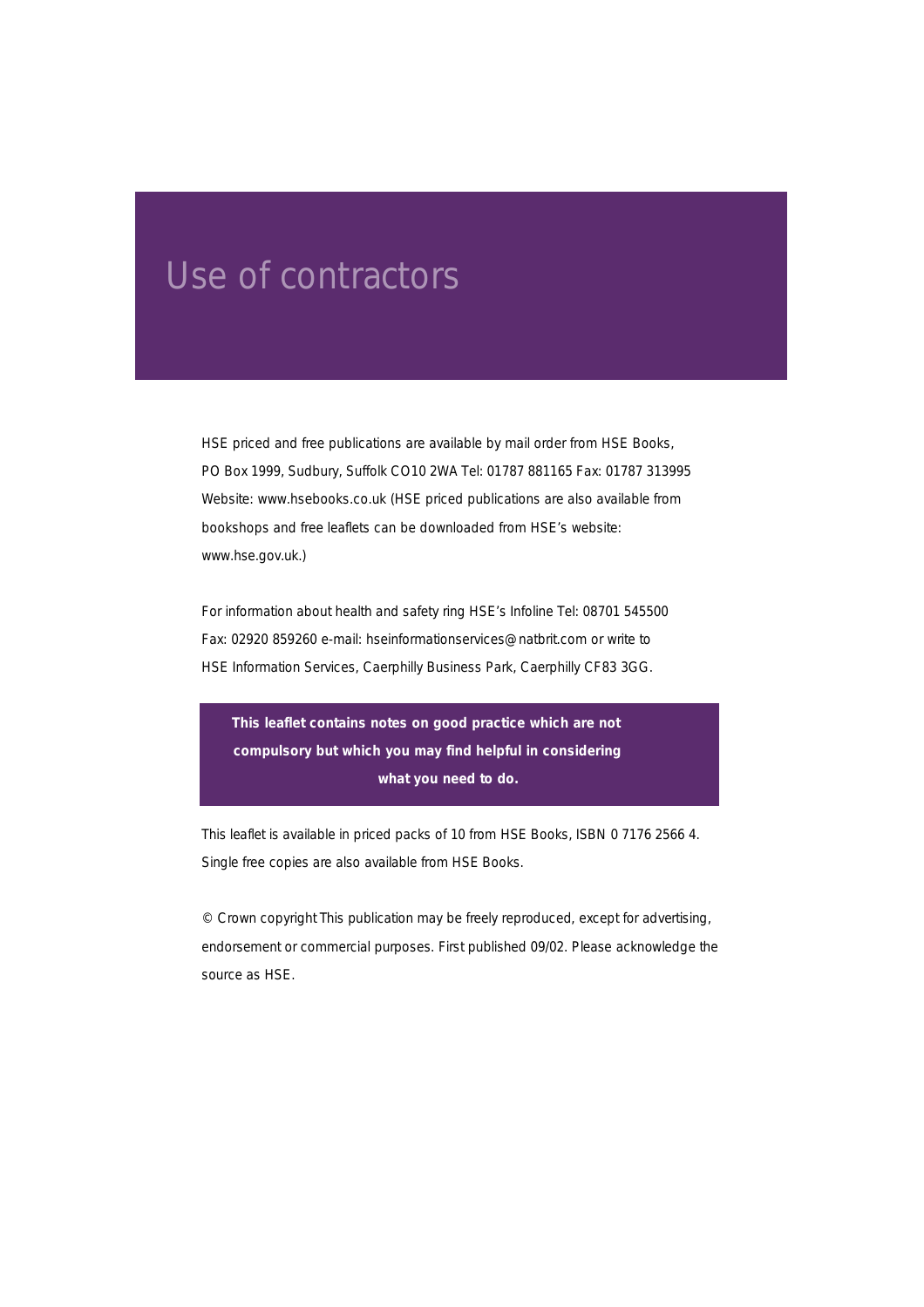# Use of contractors

HSE priced and free publications are available by mail order from HSE Books, PO Box 1999, Sudbury, Suffolk CO10 2WA Tel: 01787 881165 Fax: 01787 313995 Website: www.hsebooks.co.uk (HSE priced publications are also available from bookshops and free leaflets can be downloaded from HSE's website: www.hse.gov.uk.)

For information about health and safety ring HSE's Infoline Tel: 08701 545500 Fax: 02920 859260 e-mail: hseinformationservices@natbrit.com or write to HSE Information Services, Caerphilly Business Park, Caerphilly CF83 3GG.

**This leaflet contains notes on good practice which are not compulsory but which you may find helpful in considering what you need to do.**

This leaflet is available in priced packs of 10 from HSE Books, ISBN 0 7176 2566 4. Single free copies are also available from HSE Books.

© Crown copyright This publication may be freely reproduced, except for advertising, endorsement or commercial purposes. First published 09/02. Please acknowledge the source as HSE.